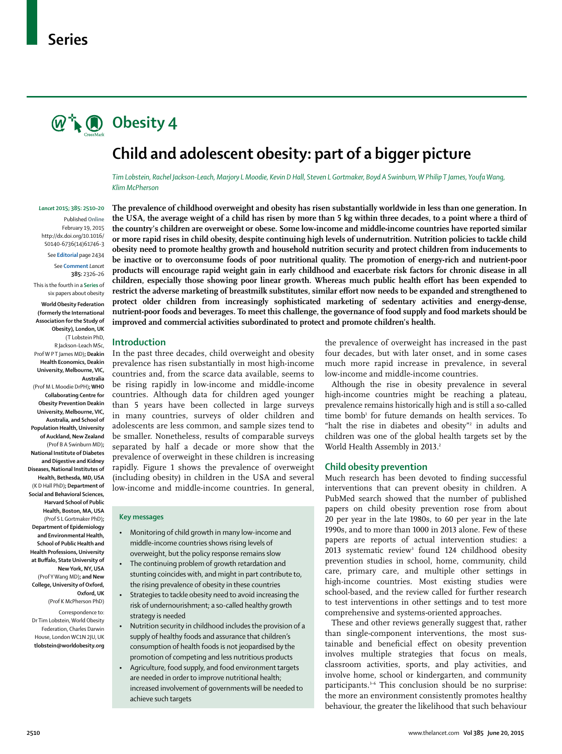Series

# Obesity 4

# Child and adolescent obesity: part of a bigger picture

*Tim Lobstein, Rachel Jackson-Leach, Marjory L Moodie, Kevin D Hall, Steven L Gortmaker, Boyd A Swinburn, W Philip T James, Youfa Wang, Klim McPherson*

*Lancet* 2015; 385: 2510–20

Published Online February 19, 2015 http://dx.doi.org/10.1016/S0140-6736(14)61746-3

See **Editorial** page 2434

See **Comment** *Lancet* **385:** 2326–26

This is the fourth in a **Series** of six papers about obesity

**World Obesity Federation (formerly the International Association for the Study of Obesity), London, UK** (T Lobstein PhD, R Jackson-Leach MSc, Prof W P T James MD)**; Deakin Health Economics, Deakin University, Melbourne, VIC, Australia** (Prof M L Moodie DrPH)**; WHO Collaborating Centre for Obesity Prevention Deakin University, Melbourne, VIC, Australia, and School of Population Health, University of Auckland, New Zealand** (Prof B A Swinburn MD)**; National Institute of Diabetes and Digestive and Kidney Diseases, National Institutes of Health, Bethesda, MD, USA** (K D Hall PhD)**; Department of Social and Behavioral Sciences, Harvard School of Public Health, Boston, MA, USA** (Prof S L Gortmaker PhD)**; Department of Epidemiology and Environmental Health, School of Public Health and Health Professions, University at Buffalo, State University of New York, NY, USA** (Prof Y Wang MD)**; and New College, University of Oxford, Oxford, UK** (Prof K McPherson PhD)

Correspondence to: Dr Tim Lobstein, World Obesity Federation, Charles Darwin House, London WC1N 2JU, UK **tlobstein@worldobesity.org**

**The prevalence of childhood overweight and obesity has risen substantially worldwide in less than one generation. In the USA, the average weight of a child has risen by more than 5 kg within three decades, to a point where a third of the country's children are overweight or obese. Some low-income and middle-income countries have reported similar or more rapid rises in child obesity, despite continuing high levels of undernutrition. Nutrition policies to tackle child obesity need to promote healthy growth and household nutrition security and protect children from inducements to be inactive or to overconsume foods of poor nutritional quality. The promotion of energy-rich and nutrient-poor products will encourage rapid weight gain in early childhood and exacerbate risk factors for chronic disease in all children, especially those showing poor linear growth. Whereas much public health effort has been expended to restrict the adverse marketing of breastmilk substitutes, similar effort now needs to be expanded and strengthened to protect older children from increasingly sophisticated marketing of sedentary activities and energy-dense, nutrient-poor foods and beverages. To meet this challenge, the governance of food supply and food markets should be improved and commercial activities subordinated to protect and promote children's health.**

## Introduction

In the past three decades, child overweight and obesity prevalence has risen substantially in most high-income countries and, from the scarce data available, seems to be rising rapidly in low-income and middle-income countries. Although data for children aged younger than 5 years have been collected in large surveys in many countries, surveys of older children and adolescents are less common, and sample sizes tend to be smaller. Nonetheless, results of comparable surveys separated by half a decade or more show that the prevalence of overweight in these children is increasing rapidly. Figure 1 shows the prevalence of overweight (including obesity) in children in the USA and several low-income and middle-income countries. In general, the prevalence of overweight has increased in the past four decades, but with later onset, and in some cases much more rapid increase in prevalence, in several low-income and middle-income countries.

Although the rise in obesity prevalence in several high-income countries might be reaching a plateau, prevalence remains historically high and is still a so-called time bomb[1] for future demands on health services. To "halt the rise in diabetes and obesity"[2] in adults and children was one of the global health targets set by the World Health Assembly in 2013.[2]

### Key messages

- Monitoring of child growth in many low-income and middle-income countries shows rising levels of overweight, but the policy response remains slow
- The continuing problem of growth retardation and stunting coincides with, and might in part contribute to, the rising prevalence of obesity in these countries
- Strategies to tackle obesity need to avoid increasing the risk of undernourishment; a so-called healthy growth strategy is needed
- Nutrition security in childhood includes the provision of a supply of healthy foods and assurance that children's consumption of health foods is not jeopardised by the promotion of competing and less nutritious products
- Agriculture, food supply, and food environment targets are needed in order to improve nutritional health; increased involvement of governments will be needed to achieve such targets

## Child obesity prevention

Much research has been devoted to finding successful interventions that can prevent obesity in children. A PubMed search showed that the number of published papers on child obesity prevention rose from about 20 per year in the late 1980s, to 60 per year in the late 1990s, and to more than 1000 in 2013 alone. Few of these papers are reports of actual intervention studies: a 2013 systematic review[3] found 124 childhood obesity prevention studies in school, home, community, child care, primary care, and multiple other settings in high-income countries. Most existing studies were school-based, and the review called for further research to test interventions in other settings and to test more comprehensive and systems-oriented approaches.

These and other reviews generally suggest that, rather than single-component interventions, the most sustainable and beneficial effect on obesity prevention involves multiple strategies that focus on meals, classroom activities, sports, and play activities, and involve home, school or kindergarten, and community participants.[3–6] This conclusion should be no surprise: the more an environment consistently promotes healthy behaviour, the greater the likelihood that such behaviour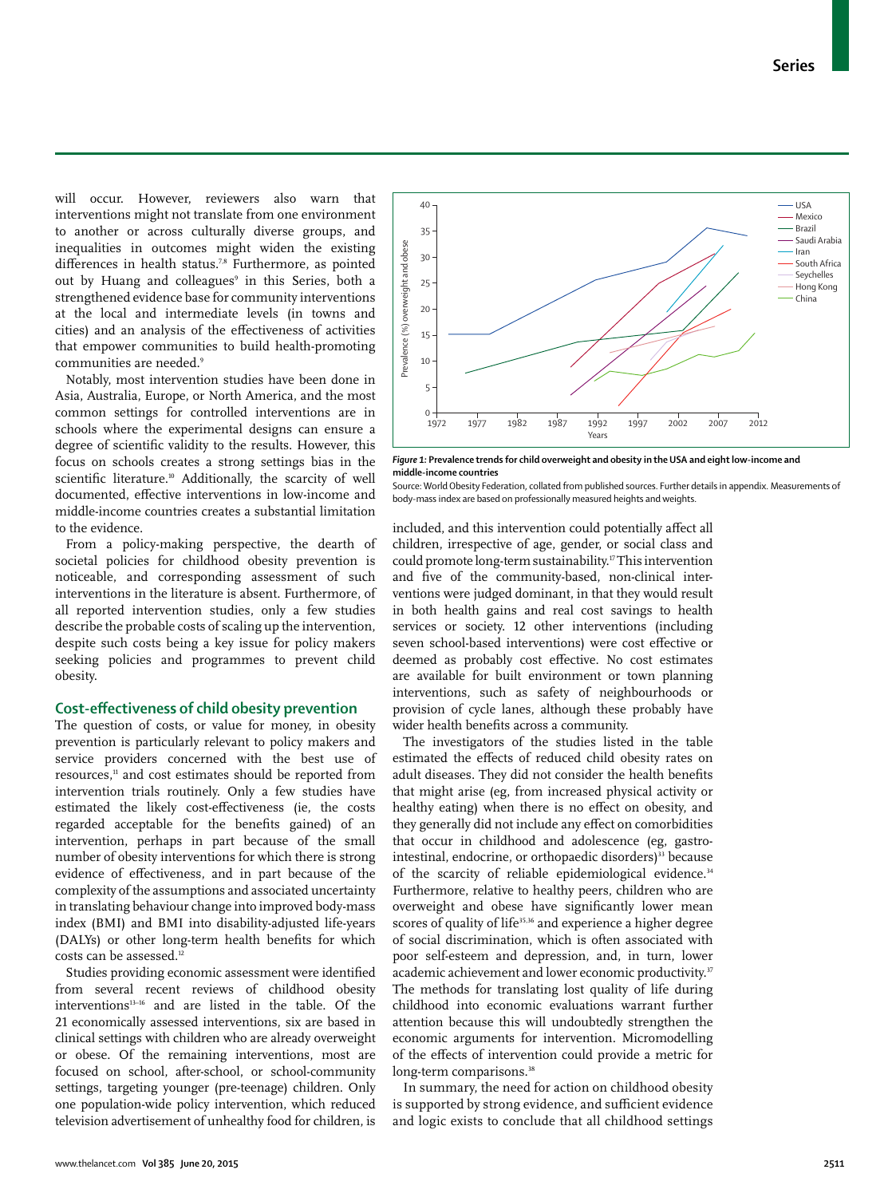will occur. However, reviewers also warn that interventions might not translate from one environment to another or across culturally diverse groups, and inequalities in outcomes might widen the existing differences in health status.[7,8] Furthermore, as pointed out by Huang and colleagues[9] in this Series, both a strengthened evidence base for community interventions at the local and intermediate levels (in towns and cities) and an analysis of the effectiveness of activities that empower communities to build health-promoting communities are needed.[9]

Notably, most intervention studies have been done in Asia, Australia, Europe, or North America, and the most common settings for controlled interventions are in schools where the experimental designs can ensure a degree of scientific validity to the results. However, this focus on schools creates a strong settings bias in the scientific literature.[10] Additionally, the scarcity of well documented, effective interventions in low-income and middle-income countries creates a substantial limitation to the evidence.

From a policy-making perspective, the dearth of societal policies for childhood obesity prevention is noticeable, and corresponding assessment of such interventions in the literature is absent. Furthermore, of all reported intervention studies, only a few studies describe the probable costs of scaling up the intervention, despite such costs being a key issue for policy makers seeking policies and programmes to prevent child obesity.

## Cost-effectiveness of child obesity prevention

The question of costs, or value for money, in obesity prevention is particularly relevant to policy makers and service providers concerned with the best use of resources,[11] and cost estimates should be reported from intervention trials routinely. Only a few studies have estimated the likely cost-effectiveness (ie, the costs regarded acceptable for the benefits gained) of an intervention, perhaps in part because of the small number of obesity interventions for which there is strong evidence of effectiveness, and in part because of the complexity of the assumptions and associated uncertainty in translating behaviour change into improved body-mass index (BMI) and BMI into disability-adjusted life-years (DALYs) or other long-term health benefits for which costs can be assessed.[12]

Studies providing economic assessment were identified from several recent reviews of childhood obesity interventions[13–16] and are listed in the table. Of the 21 economically assessed interventions, six are based in clinical settings with children who are already overweight or obese. Of the remaining interventions, most are focused on school, after-school, or school-community settings, targeting younger (pre-teenage) children. Only one population-wide policy intervention, which reduced television advertisement of unhealthy food for children, is included, and this intervention could potentially affect all children, irrespective of age, gender, or social class and could promote long-term sustainability.[17] This intervention and five of the community-based, non-clinical interventions were judged dominant, in that they would result in both health gains and real cost savings to health services or society. 12 other interventions (including seven school-based interventions) were cost effective or deemed as probably cost effective. No cost estimates are available for built environment or town planning interventions, such as safety of neighbourhoods or provision of cycle lanes, although these probably have wider health benefits across a community.

The investigators of the studies listed in the table estimated the effects of reduced child obesity rates on adult diseases. They did not consider the health benefits that might arise (eg, from increased physical activity or healthy eating) when there is no effect on obesity, and they generally did not include any effect on comorbidities that occur in childhood and adolescence (eg, gastro-intestinal, endocrine, or orthopaedic disorders)[33] because of the scarcity of reliable epidemiological evidence.[34] Furthermore, relative to healthy peers, children who are overweight and obese have significantly lower mean scores of quality of life[35,36] and experience a higher degree of social discrimination, which is often associated with poor self-esteem and depression, and, in turn, lower academic achievement and lower economic productivity.[37] The methods for translating lost quality of life during childhood into economic evaluations warrant further attention because this will undoubtedly strengthen the economic arguments for intervention. Micromodelling of the effects of intervention could provide a metric for long-term comparisons.[38]

In summary, the need for action on childhood obesity is supported by strong evidence, and sufficient evidence and logic exists to conclude that all childhood settings

*Figure 1:* **Prevalence trends for child overweight and obesity in the USA and eight low-income and middle-income countries**

Source: World Obesity Federation, collated from published sources. Further details in appendix. Measurements of body-mass index are based on professionally measured heights and weights.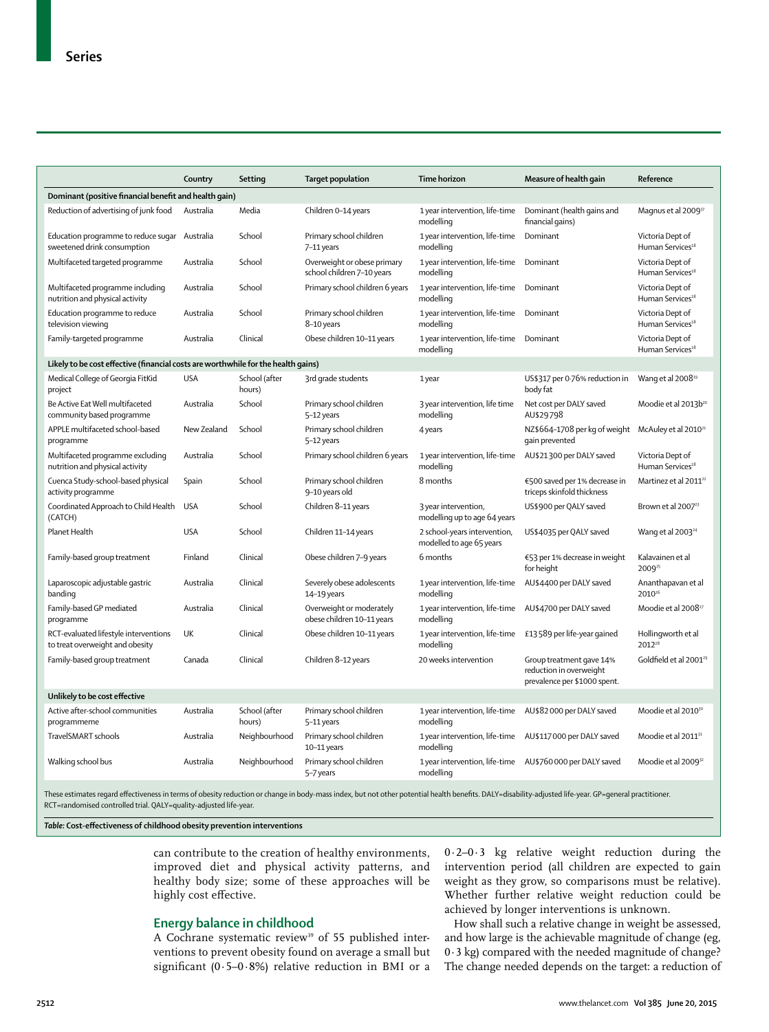| | Country | Setting | Target population | Time horizon | Measure of health gain | Reference |
|---|---|---|---|---|---|---|
| **Dominant (positive financial benefit and health gain)** | | | | | | |
| Reduction of advertising of junk food | Australia | Media | Children 0–14 years | 1 year intervention, life-time modelling | Dominant (health gains and financial gains) | Magnus et al 2009[17] |
| Education programme to reduce sugar sweetened drink consumption | Australia | School | Primary school children 7–11 years | 1 year intervention, life-time modelling | Dominant | Victoria Dept of Human Services[18] |
| Multifaceted targeted programme | Australia | School | Overweight or obese primary school children 7–10 years | 1 year intervention, life-time modelling | Dominant | Victoria Dept of Human Services[18] |
| Multifaceted programme including nutrition and physical activity | Australia | School | Primary school children 6 years | 1 year intervention, life-time modelling | Dominant | Victoria Dept of Human Services[18] |
| Education programme to reduce television viewing | Australia | School | Primary school children 8–10 years | 1 year intervention, life-time modelling | Dominant | Victoria Dept of Human Services[18] |
| Family-targeted programme | Australia | Clinical | Obese children 10–11 years | 1 year intervention, life-time modelling | Dominant | Victoria Dept of Human Services[18] |
| **Likely to be cost effective (financial costs are worthwhile for the health gains)** | | | | | | |
| Medical College of Georgia FitKid project | USA | School (after hours) | 3rd grade students | 1 year | US$317 per 0·76% reduction in body fat | Wang et al 2008[19] |
| Be Active Eat Well multifaceted community based programme | Australia | School | Primary school children 5–12 years | 3 year intervention, life time modelling | Net cost per DALY saved AU$29 798 | Moodie et al 2013b[20] |
| APPLE multifaceted school-based programme | New Zealand | School | Primary school children 5–12 years | 4 years | NZ$664–1708 per kg of weight gain prevented | McAuley et al 2010[21] |
| Multifaceted programme excluding nutrition and physical activity | Australia | School | Primary school children 6 years | 1 year intervention, life-time modelling | AU$21 300 per DALY saved | Victoria Dept of Human Services[18] |
| Cuenca Study-school-based physical activity programme | Spain | School | Primary school children 9–10 years old | 8 months | €500 saved per 1% decrease in triceps skinfold thickness | Martinez et al 2011[22] |
| Coordinated Approach to Child Health (CATCH) | USA | School | Children 8–11 years | 3 year intervention, modelling up to age 64 years | US$900 per QALY saved | Brown et al 2007[23] |
| Planet Health | USA | School | Children 11–14 years | 2 school-years intervention, modelled to age 65 years | US$4035 per QALY saved | Wang et al 2003[24] |
| Family-based group treatment | Finland | Clinical | Obese children 7–9 years | 6 months | €53 per 1% decrease in weight for height | Kalavainen et al 2009[25] |
| Laparoscopic adjustable gastric banding | Australia | Clinical | Severely obese adolescents 14–19 years | 1 year intervention, life-time modelling | AU$4400 per DALY saved | Ananthapavan et al 2010[26] |
| Family-based GP mediated programme | Australia | Clinical | Overweight or moderately obese children 10–11 years | 1 year intervention, life-time modelling | AU$4700 per DALY saved | Moodie et al 2008[27] |
| RCT-evaluated lifestyle interventions to treat overweight and obesity | UK | Clinical | Obese children 10–11 years | 1 year intervention, life-time modelling | £13 589 per life-year gained | Hollingworth et al 2012[28] |
| Family-based group treatment | Canada | Clinical | Children 8–12 years | 20 weeks intervention | Group treatment gave 14% reduction in overweight prevalence per $1000 spent. | Goldfield et al 2001[29] |
| **Unlikely to be cost effective** | | | | | | |
| Active after-school communities programmeme | Australia | School (after hours) | Primary school children 5–11 years | 1 year intervention, life-time modelling | AU$82 000 per DALY saved | Moodie et al 2010[30] |
| TravelSMART schools | Australia | Neighbourhood | Primary school children 10–11 years | 1 year intervention, life-time modelling | AU$117 000 per DALY saved | Moodie et al 2011[31] |
| Walking school bus | Australia | Neighbourhood | Primary school children 5–7 years | 1 year intervention, life-time modelling | AU$760 000 per DALY saved | Moodie et al 2009[32] |

These estimates regard effectiveness in terms of obesity reduction or change in body-mass index, but not other potential health benefits. DALY=disability-adjusted life-year. GP=general practitioner. RCT=randomised controlled trial. QALY=quality-adjusted life-year.

*Table:* **Cost-effectiveness of childhood obesity prevention interventions**

can contribute to the creation of healthy environments, improved diet and physical activity patterns, and healthy body size; some of these approaches will be highly cost effective.

## Energy balance in childhood

A Cochrane systematic review[39] of 55 published interventions to prevent obesity found on average a small but significant (0·5–0·8%) relative reduction in BMI or a 0·2–0·3 kg relative weight reduction during the intervention period (all children are expected to gain weight as they grow, so comparisons must be relative). Whether further relative weight reduction could be achieved by longer interventions is unknown.

How shall such a relative change in weight be assessed, and how large is the achievable magnitude of change (eg, 0·3 kg) compared with the needed magnitude of change? The change needed depends on the target: a reduction of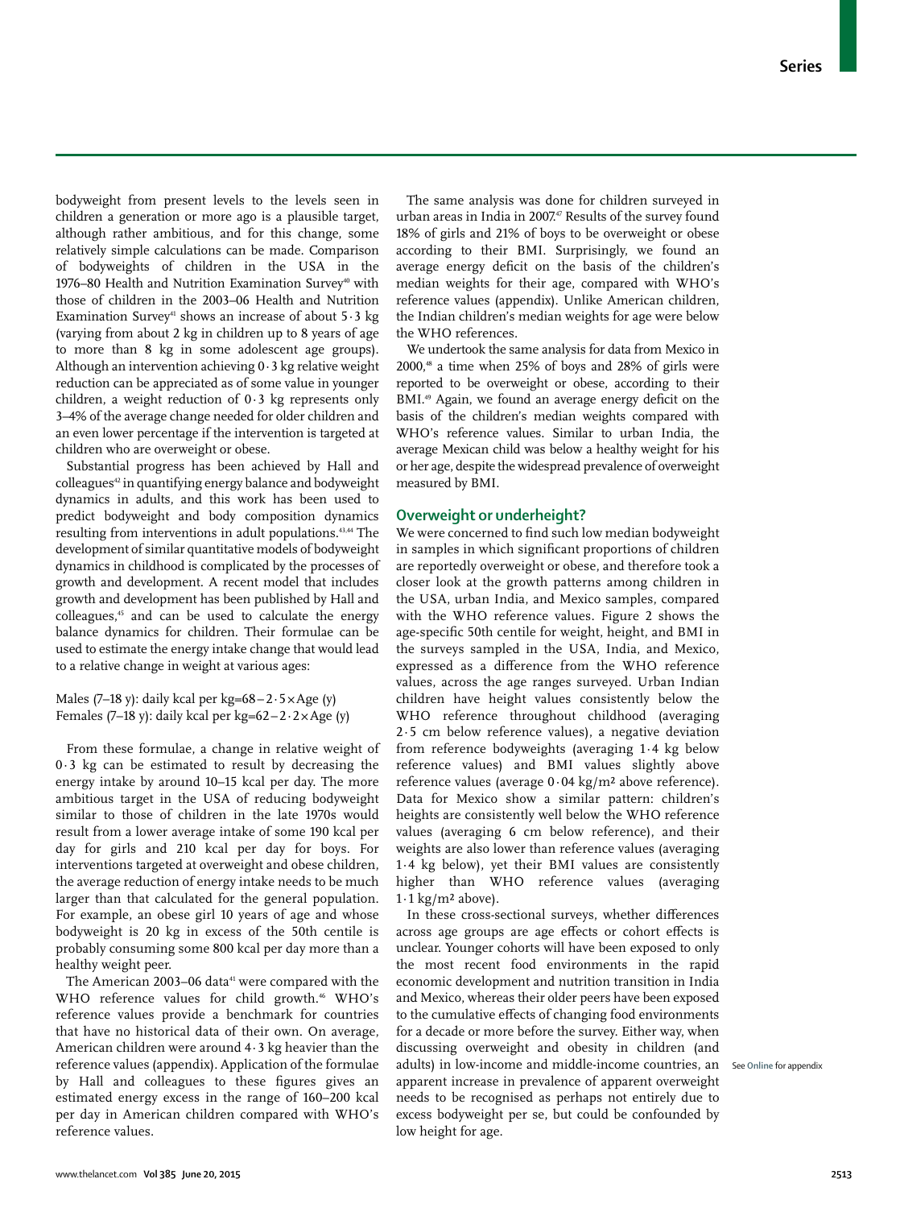bodyweight from present levels to the levels seen in children a generation or more ago is a plausible target, although rather ambitious, and for this change, some relatively simple calculations can be made. Comparison of bodyweights of children in the USA in the 1976–80 Health and Nutrition Examination Survey[40] with those of children in the 2003–06 Health and Nutrition Examination Survey[41] shows an increase of about 5·3 kg (varying from about 2 kg in children up to 8 years of age to more than 8 kg in some adolescent age groups). Although an intervention achieving 0·3 kg relative weight reduction can be appreciated as of some value in younger children, a weight reduction of 0·3 kg represents only 3–4% of the average change needed for older children and an even lower percentage if the intervention is targeted at children who are overweight or obese.

Substantial progress has been achieved by Hall and colleagues[42] in quantifying energy balance and bodyweight dynamics in adults, and this work has been used to predict bodyweight and body composition dynamics resulting from interventions in adult populations.[43,44] The development of similar quantitative models of bodyweight dynamics in childhood is complicated by the processes of growth and development. A recent model that includes growth and development has been published by Hall and colleagues,[45] and can be used to calculate the energy balance dynamics for children. Their formulae can be used to estimate the energy intake change that would lead to a relative change in weight at various ages:

Males (7–18 y): daily kcal per kg $= 68 - 2{\cdot}5 \times \text{Age (y)}$
Females (7–18 y): daily kcal per kg $= 62 - 2{\cdot}2 \times \text{Age (y)}$

From these formulae, a change in relative weight of 0·3 kg can be estimated to result by decreasing the energy intake by around 10–15 kcal per day. The more ambitious target in the USA of reducing bodyweight similar to those of children in the late 1970s would result from a lower average intake of some 190 kcal per day for girls and 210 kcal per day for boys. For interventions targeted at overweight and obese children, the average reduction of energy intake needs to be much larger than that calculated for the general population. For example, an obese girl 10 years of age and whose bodyweight is 20 kg in excess of the 50th centile is probably consuming some 800 kcal per day more than a healthy weight peer.

The American 2003–06 data[41] were compared with the WHO reference values for child growth.[46] WHO's reference values provide a benchmark for countries that have no historical data of their own. On average, American children were around 4·3 kg heavier than the reference values (appendix). Application of the formulae by Hall and colleagues to these figures gives an estimated energy excess in the range of 160–200 kcal per day in American children compared with WHO's reference values.

The same analysis was done for children surveyed in urban areas in India in 2007.[47] Results of the survey found 18% of girls and 21% of boys to be overweight or obese according to their BMI. Surprisingly, we found an average energy deficit on the basis of the children's median weights for their age, compared with WHO's reference values (appendix). Unlike American children, the Indian children's median weights for age were below the WHO references.

We undertook the same analysis for data from Mexico in 2000,[48] a time when 25% of boys and 28% of girls were reported to be overweight or obese, according to their BMI.[49] Again, we found an average energy deficit on the basis of the children's median weights compared with WHO's reference values. Similar to urban India, the average Mexican child was below a healthy weight for his or her age, despite the widespread prevalence of overweight measured by BMI.

## Overweight or underheight?

We were concerned to find such low median bodyweight in samples in which significant proportions of children are reportedly overweight or obese, and therefore took a closer look at the growth patterns among children in the USA, urban India, and Mexico samples, compared with the WHO reference values. Figure 2 shows the age-specific 50th centile for weight, height, and BMI in the surveys sampled in the USA, India, and Mexico, expressed as a difference from the WHO reference values, across the age ranges surveyed. Urban Indian children have height values consistently below the WHO reference throughout childhood (averaging 2·5 cm below reference values), a negative deviation from reference bodyweights (averaging 1·4 kg below reference values) and BMI values slightly above reference values (average 0·04 kg/m² above reference). Data for Mexico show a similar pattern: children's heights are consistently well below the WHO reference values (averaging 6 cm below reference), and their weights are also lower than reference values (averaging 1·4 kg below), yet their BMI values are consistently higher than WHO reference values (averaging 1·1 kg/m² above).

In these cross-sectional surveys, whether differences across age groups are age effects or cohort effects is unclear. Younger cohorts will have been exposed to only the most recent food environments in the rapid economic development and nutrition transition in India and Mexico, whereas their older peers have been exposed to the cumulative effects of changing food environments for a decade or more before the survey. Either way, when discussing overweight and obesity in children (and adults) in low-income and middle-income countries, an apparent increase in prevalence of apparent overweight needs to be recognised as perhaps not entirely due to excess bodyweight per se, but could be confounded by low height for age.

See Online for appendix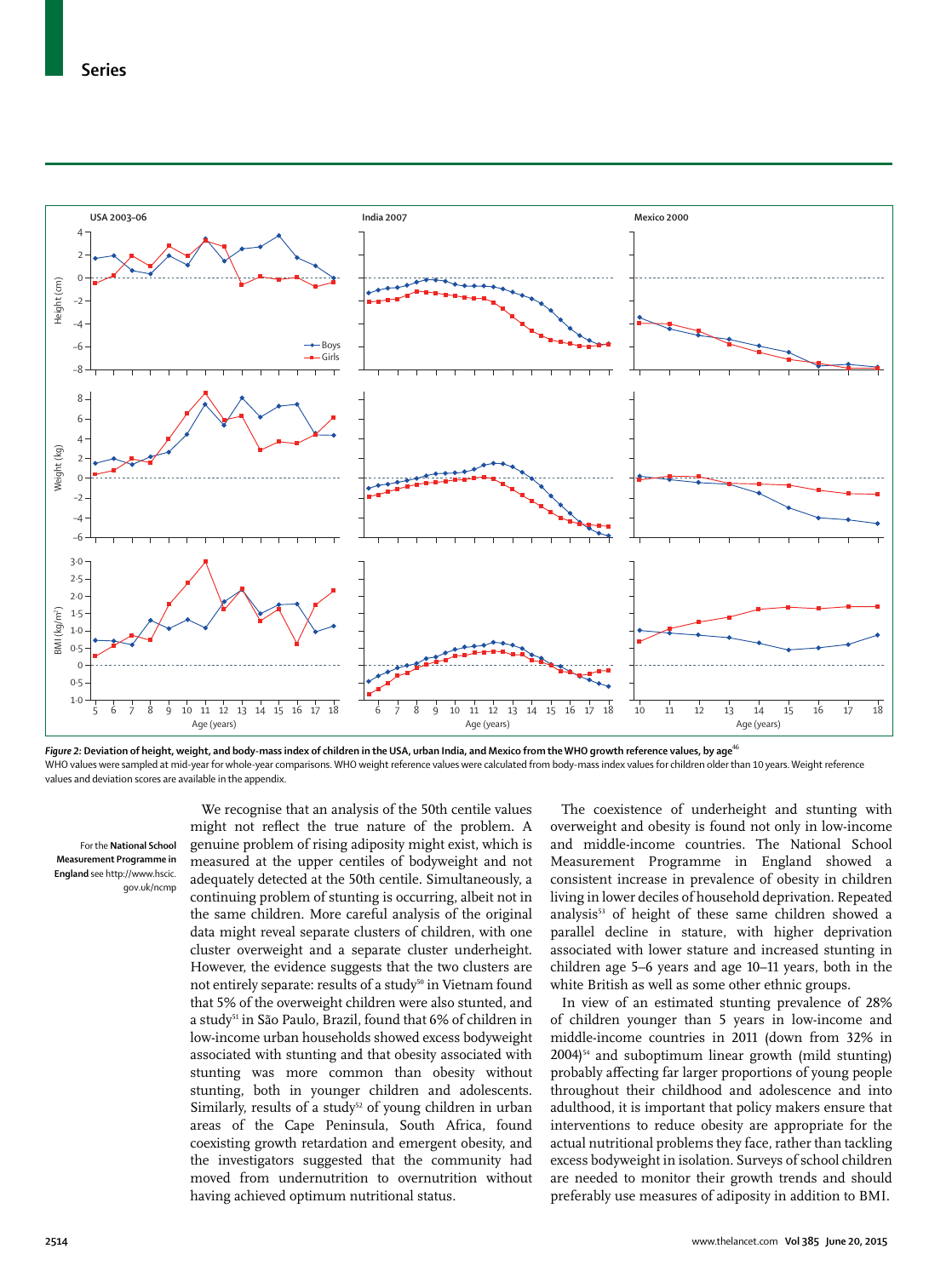**Figure 2: Deviation of height, weight, and body-mass index of children in the USA, urban India, and Mexico from the WHO growth reference values, by age**[46]

WHO values were sampled at mid-year for whole-year comparisons. WHO weight reference values were calculated from body-mass index values for children older than 10 years. Weight reference values and deviation scores are available in the appendix.

For the **National School Measurement Programme in England** see http://www.hscic.gov.uk/ncmp

We recognise that an analysis of the 50th centile values might not reflect the true nature of the problem. A genuine problem of rising adiposity might exist, which is measured at the upper centiles of bodyweight and not adequately detected at the 50th centile. Simultaneously, a continuing problem of stunting is occurring, albeit not in the same children. More careful analysis of the original data might reveal separate clusters of children, with one cluster overweight and a separate cluster underheight. However, the evidence suggests that the two clusters are not entirely separate: results of a study[50] in Vietnam found that 5% of the overweight children were also stunted, and a study[51] in São Paulo, Brazil, found that 6% of children in low-income urban households showed excess bodyweight associated with stunting and that obesity associated with stunting was more common than obesity without stunting, both in younger children and adolescents. Similarly, results of a study[52] of young children in urban areas of the Cape Peninsula, South Africa, found coexisting growth retardation and emergent obesity, and the investigators suggested that the community had moved from undernutrition to overnutrition without having achieved optimum nutritional status.

The coexistence of underheight and stunting with overweight and obesity is found not only in low-income and middle-income countries. The National School Measurement Programme in England showed a consistent increase in prevalence of obesity in children living in lower deciles of household deprivation. Repeated analysis[53] of height of these same children showed a parallel decline in stature, with higher deprivation associated with lower stature and increased stunting in children age 5–6 years and age 10–11 years, both in the white British as well as some other ethnic groups.

In view of an estimated stunting prevalence of 28% of children younger than 5 years in low-income and middle-income countries in 2011 (down from 32% in 2004)[54] and suboptimum linear growth (mild stunting) probably affecting far larger proportions of young people throughout their childhood and adolescence and into adulthood, it is important that policy makers ensure that interventions to reduce obesity are appropriate for the actual nutritional problems they face, rather than tackling excess bodyweight in isolation. Surveys of school children are needed to monitor their growth trends and should preferably use measures of adiposity in addition to BMI.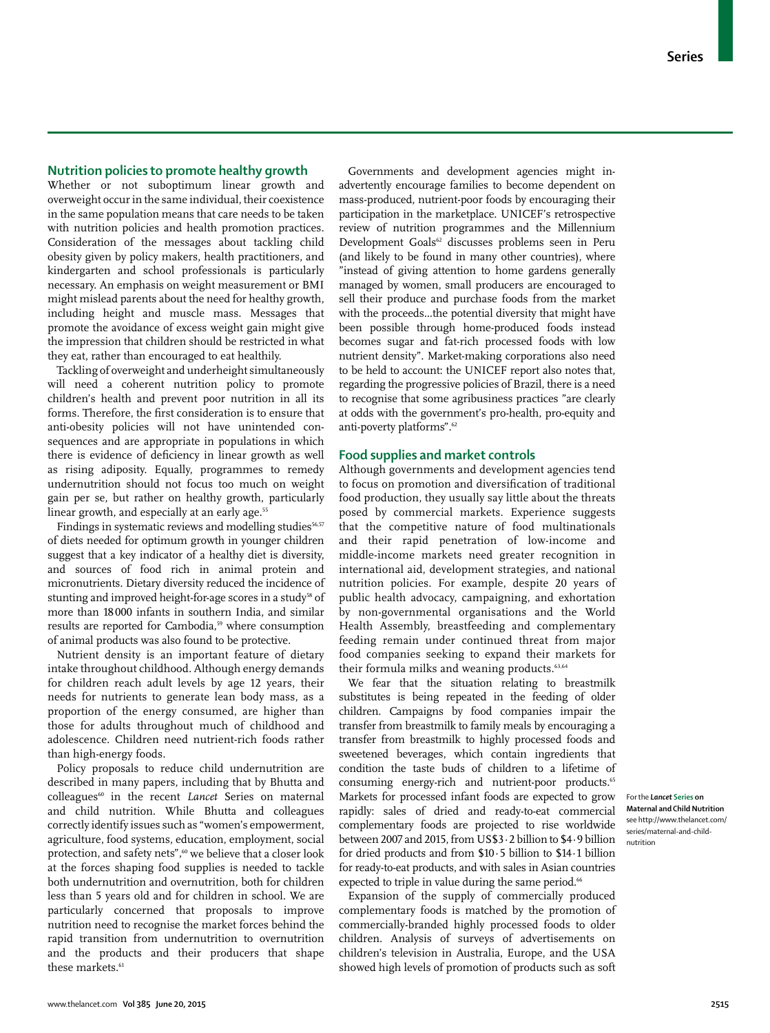## Nutrition policies to promote healthy growth

Whether or not suboptimum linear growth and overweight occur in the same individual, their coexistence in the same population means that care needs to be taken with nutrition policies and health promotion practices. Consideration of the messages about tackling child obesity given by policy makers, health practitioners, and kindergarten and school professionals is particularly necessary. An emphasis on weight measurement or BMI might mislead parents about the need for healthy growth, including height and muscle mass. Messages that promote the avoidance of excess weight gain might give the impression that children should be restricted in what they eat, rather than encouraged to eat healthily.

Tackling of overweight and underheight simultaneously will need a coherent nutrition policy to promote children's health and prevent poor nutrition in all its forms. Therefore, the first consideration is to ensure that anti-obesity policies will not have unintended consequences and are appropriate in populations in which there is evidence of deficiency in linear growth as well as rising adiposity. Equally, programmes to remedy undernutrition should not focus too much on weight gain per se, but rather on healthy growth, particularly linear growth, and especially at an early age.[55]

Findings in systematic reviews and modelling studies[56,57] of diets needed for optimum growth in younger children suggest that a key indicator of a healthy diet is diversity, and sources of food rich in animal protein and micronutrients. Dietary diversity reduced the incidence of stunting and improved height-for-age scores in a study[58] of more than 18 000 infants in southern India, and similar results are reported for Cambodia,[59] where consumption of animal products was also found to be protective.

Nutrient density is an important feature of dietary intake throughout childhood. Although energy demands for children reach adult levels by age 12 years, their needs for nutrients to generate lean body mass, as a proportion of the energy consumed, are higher than those for adults throughout much of childhood and adolescence. Children need nutrient-rich foods rather than high-energy foods.

Policy proposals to reduce child undernutrition are described in many papers, including that by Bhutta and colleagues[60] in the recent *Lancet* Series on maternal and child nutrition. While Bhutta and colleagues correctly identify issues such as "women's empowerment, agriculture, food systems, education, employment, social protection, and safety nets",[60] we believe that a closer look at the forces shaping food supplies is needed to tackle both undernutrition and overnutrition, both for children less than 5 years old and for children in school. We are particularly concerned that proposals to improve nutrition need to recognise the market forces behind the rapid transition from undernutrition to overnutrition and the products and their producers that shape these markets.[61]

Governments and development agencies might inadvertently encourage families to become dependent on mass-produced, nutrient-poor foods by encouraging their participation in the marketplace. UNICEF's retrospective review of nutrition programmes and the Millennium Development Goals[62] discusses problems seen in Peru (and likely to be found in many other countries), where "instead of giving attention to home gardens generally managed by women, small producers are encouraged to sell their produce and purchase foods from the market with the proceeds...the potential diversity that might have been possible through home-produced foods instead becomes sugar and fat-rich processed foods with low nutrient density". Market-making corporations also need to be held to account: the UNICEF report also notes that, regarding the progressive policies of Brazil, there is a need to recognise that some agribusiness practices "are clearly at odds with the government's pro-health, pro-equity and anti-poverty platforms".[62]

## Food supplies and market controls

Although governments and development agencies tend to focus on promotion and diversification of traditional food production, they usually say little about the threats posed by commercial markets. Experience suggests that the competitive nature of food multinationals and their rapid penetration of low-income and middle-income markets need greater recognition in international aid, development strategies, and national nutrition policies. For example, despite 20 years of public health advocacy, campaigning, and exhortation by non-governmental organisations and the World Health Assembly, breastfeeding and complementary feeding remain under continued threat from major food companies seeking to expand their markets for their formula milks and weaning products.[63,64]

We fear that the situation relating to breastmilk substitutes is being repeated in the feeding of older children. Campaigns by food companies impair the transfer from breastmilk to family meals by encouraging a transfer from breastmilk to highly processed foods and sweetened beverages, which contain ingredients that condition the taste buds of children to a lifetime of consuming energy-rich and nutrient-poor products.[65] Markets for processed infant foods are expected to grow rapidly: sales of dried and ready-to-eat commercial complementary foods are projected to rise worldwide between 2007 and 2015, from US\$3·2 billion to \$4·9 billion for dried products and from \$10·5 billion to \$14·1 billion for ready-to-eat products, and with sales in Asian countries expected to triple in value during the same period.[66]

For the ***Lancet* Series on Maternal and Child Nutrition** see http://www.thelancet.com/series/maternal-and-child-nutrition

Expansion of the supply of commercially produced complementary foods is matched by the promotion of commercially-branded highly processed foods to older children. Analysis of surveys of advertisements on children's television in Australia, Europe, and the USA showed high levels of promotion of products such as soft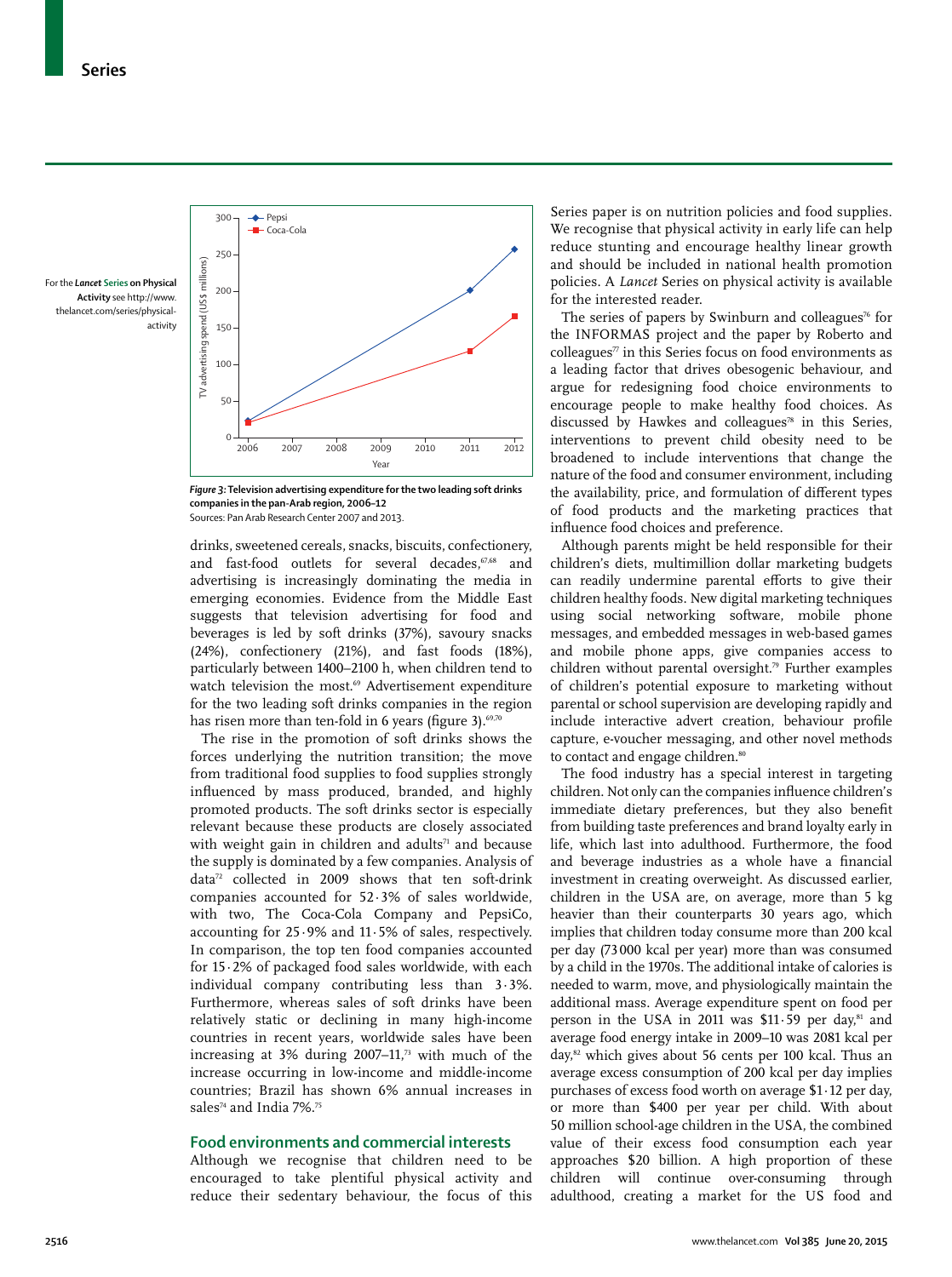For the *Lancet* Series on Physical Activity see http://www.thelancet.com/series/physical-activity

*Figure 3:* **Television advertising expenditure for the two leading soft drinks companies in the pan-Arab region, 2006–12**
Sources: Pan Arab Research Center 2007 and 2013.

drinks, sweetened cereals, snacks, biscuits, confectionery, and fast-food outlets for several decades,[67,68] and advertising is increasingly dominating the media in emerging economies. Evidence from the Middle East suggests that television advertising for food and beverages is led by soft drinks (37%), savoury snacks (24%), confectionery (21%), and fast foods (18%), particularly between 1400–2100 h, when children tend to watch television the most.[69] Advertisement expenditure for the two leading soft drinks companies in the region has risen more than ten-fold in 6 years (figure 3).[69,70]

The rise in the promotion of soft drinks shows the forces underlying the nutrition transition; the move from traditional food supplies to food supplies strongly influenced by mass produced, branded, and highly promoted products. The soft drinks sector is especially relevant because these products are closely associated with weight gain in children and adults[71] and because the supply is dominated by a few companies. Analysis of data[72] collected in 2009 shows that ten soft-drink companies accounted for 52·3% of sales worldwide, with two, The Coca-Cola Company and PepsiCo, accounting for 25·9% and 11·5% of sales, respectively. In comparison, the top ten food companies accounted for 15·2% of packaged food sales worldwide, with each individual company contributing less than 3·3%. Furthermore, whereas sales of soft drinks have been relatively static or declining in many high-income countries in recent years, worldwide sales have been increasing at 3% during 2007–11,[73] with much of the increase occurring in low-income and middle-income countries; Brazil has shown 6% annual increases in sales[74] and India 7%.[75]

## Food environments and commercial interests

Although we recognise that children need to be encouraged to take plentiful physical activity and reduce their sedentary behaviour, the focus of this Series paper is on nutrition policies and food supplies. We recognise that physical activity in early life can help reduce stunting and encourage healthy linear growth and should be included in national health promotion policies. A *Lancet* Series on physical activity is available for the interested reader.

The series of papers by Swinburn and colleagues[76] for the INFORMAS project and the paper by Roberto and colleagues[77] in this Series focus on food environments as a leading factor that drives obesogenic behaviour, and argue for redesigning food choice environments to encourage people to make healthy food choices. As discussed by Hawkes and colleagues[78] in this Series, interventions to prevent child obesity need to be broadened to include interventions that change the nature of the food and consumer environment, including the availability, price, and formulation of different types of food products and the marketing practices that influence food choices and preference.

Although parents might be held responsible for their children's diets, multimillion dollar marketing budgets can readily undermine parental efforts to give their children healthy foods. New digital marketing techniques using social networking software, mobile phone messages, and embedded messages in web-based games and mobile phone apps, give companies access to children without parental oversight.[79] Further examples of children's potential exposure to marketing without parental or school supervision are developing rapidly and include interactive advert creation, behaviour profile capture, e-voucher messaging, and other novel methods to contact and engage children.[80]

The food industry has a special interest in targeting children. Not only can the companies influence children's immediate dietary preferences, but they also benefit from building taste preferences and brand loyalty early in life, which last into adulthood. Furthermore, the food and beverage industries as a whole have a financial investment in creating overweight. As discussed earlier, children in the USA are, on average, more than 5 kg heavier than their counterparts 30 years ago, which implies that children today consume more than 200 kcal per day (73 000 kcal per year) more than was consumed by a child in the 1970s. The additional intake of calories is needed to warm, move, and physiologically maintain the additional mass. Average expenditure spent on food per person in the USA in 2011 was $11·59 per day,[81] and average food energy intake in 2009–10 was 2081 kcal per day,[82] which gives about 56 cents per 100 kcal. Thus an average excess consumption of 200 kcal per day implies purchases of excess food worth on average $1·12 per day, or more than $400 per year per child. With about 50 million school-age children in the USA, the combined value of their excess food consumption each year approaches $20 billion. A high proportion of these children will continue over-consuming through adulthood, creating a market for the US food and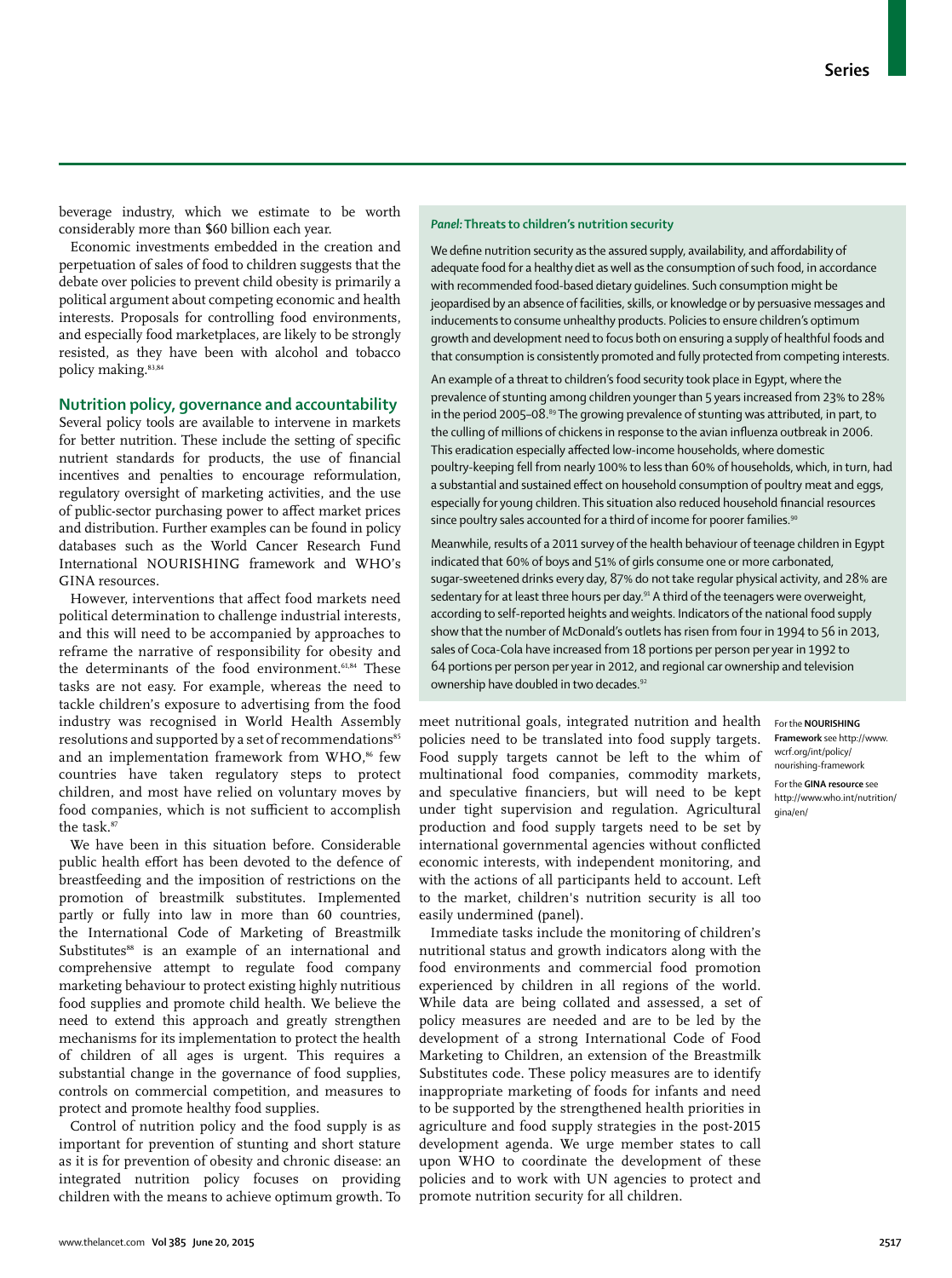beverage industry, which we estimate to be worth considerably more than \$60 billion each year.

Economic investments embedded in the creation and perpetuation of sales of food to children suggests that the debate over policies to prevent child obesity is primarily a political argument about competing economic and health interests. Proposals for controlling food environments, and especially food marketplaces, are likely to be strongly resisted, as they have been with alcohol and tobacco policy making.[83,84]

## Nutrition policy, governance and accountability

Several policy tools are available to intervene in markets for better nutrition. These include the setting of specific nutrient standards for products, the use of financial incentives and penalties to encourage reformulation, regulatory oversight of marketing activities, and the use of public-sector purchasing power to affect market prices and distribution. Further examples can be found in policy databases such as the World Cancer Research Fund International NOURISHING framework and WHO's GINA resources.

However, interventions that affect food markets need political determination to challenge industrial interests, and this will need to be accompanied by approaches to reframe the narrative of responsibility for obesity and the determinants of the food environment.[61,84] These tasks are not easy. For example, whereas the need to tackle children's exposure to advertising from the food industry was recognised in World Health Assembly resolutions and supported by a set of recommendations[85] and an implementation framework from WHO,[86] few countries have taken regulatory steps to protect children, and most have relied on voluntary moves by food companies, which is not sufficient to accomplish the task.[87]

We have been in this situation before. Considerable public health effort has been devoted to the defence of breastfeeding and the imposition of restrictions on the promotion of breastmilk substitutes. Implemented partly or fully into law in more than 60 countries, the International Code of Marketing of Breastmilk Substitutes[88] is an example of an international and comprehensive attempt to regulate food company marketing behaviour to protect existing highly nutritious food supplies and promote child health. We believe the need to extend this approach and greatly strengthen mechanisms for its implementation to protect the health of children of all ages is urgent. This requires a substantial change in the governance of food supplies, controls on commercial competition, and measures to protect and promote healthy food supplies.

Control of nutrition policy and the food supply is as important for prevention of stunting and short stature as it is for prevention of obesity and chronic disease: an integrated nutrition policy focuses on providing children with the means to achieve optimum growth. To meet nutritional goals, integrated nutrition and health policies need to be translated into food supply targets. Food supply targets cannot be left to the whim of multinational food companies, commodity markets, and speculative financiers, but will need to be kept under tight supervision and regulation. Agricultural production and food supply targets need to be set by international governmental agencies without conflicted economic interests, with independent monitoring, and with the actions of all participants held to account. Left to the market, children's nutrition security is all too easily undermined (panel).

Immediate tasks include the monitoring of children's nutritional status and growth indicators along with the food environments and commercial food promotion experienced by children in all regions of the world. While data are being collated and assessed, a set of policy measures are needed and are to be led by the development of a strong International Code of Food Marketing to Children, an extension of the Breastmilk Substitutes code. These policy measures are to identify inappropriate marketing of foods for infants and need to be supported by the strengthened health priorities in agriculture and food supply strategies in the post-2015 development agenda. We urge member states to call upon WHO to coordinate the development of these policies and to work with UN agencies to protect and promote nutrition security for all children.

For the **NOURISHING Framework** see http://www.wcrf.org/int/policy/nourishing-framework

For the **GINA resource** see http://www.who.int/nutrition/gina/en/

### *Panel:* Threats to children's nutrition security

We define nutrition security as the assured supply, availability, and affordability of adequate food for a healthy diet as well as the consumption of such food, in accordance with recommended food-based dietary guidelines. Such consumption might be jeopardised by an absence of facilities, skills, or knowledge or by persuasive messages and inducements to consume unhealthy products. Policies to ensure children's optimum growth and development need to focus both on ensuring a supply of healthful foods and that consumption is consistently promoted and fully protected from competing interests.

An example of a threat to children's food security took place in Egypt, where the prevalence of stunting among children younger than 5 years increased from 23% to 28% in the period 2005–08.[89] The growing prevalence of stunting was attributed, in part, to the culling of millions of chickens in response to the avian influenza outbreak in 2006. This eradication especially affected low-income households, where domestic poultry-keeping fell from nearly 100% to less than 60% of households, which, in turn, had a substantial and sustained effect on household consumption of poultry meat and eggs, especially for young children. This situation also reduced household financial resources since poultry sales accounted for a third of income for poorer families.[90]

Meanwhile, results of a 2011 survey of the health behaviour of teenage children in Egypt indicated that 60% of boys and 51% of girls consume one or more carbonated, sugar-sweetened drinks every day, 87% do not take regular physical activity, and 28% are sedentary for at least three hours per day.[91] A third of the teenagers were overweight, according to self-reported heights and weights. Indicators of the national food supply show that the number of McDonald's outlets has risen from four in 1994 to 56 in 2013, sales of Coca-Cola have increased from 18 portions per person per year in 1992 to 64 portions per person per year in 2012, and regional car ownership and television ownership have doubled in two decades.[92]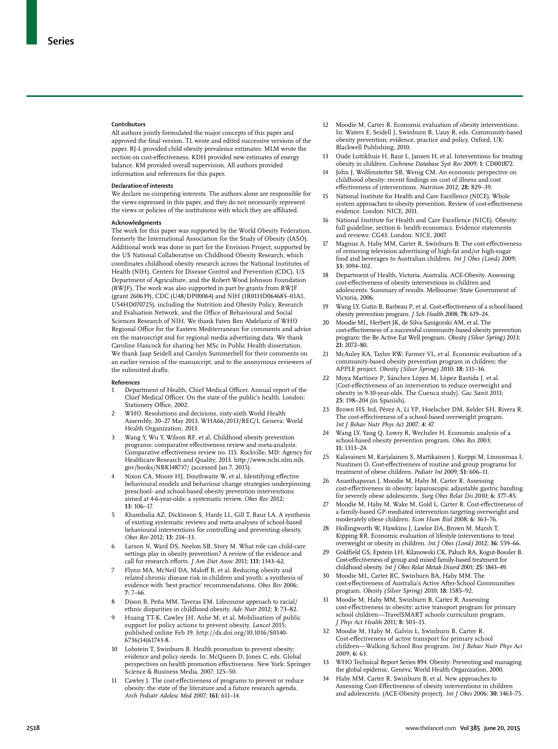#### Contributors

All authors jointly formulated the major concepts of this paper and approved the final version. TL wrote and edited successive versions of the paper. RJ-L provided child obesity prevalence estimates. MLM wrote the section on cost-effectiveness. KDH provided new estimates of energy balance. KM provided overall supervision. All authors provided information and references for this paper.

#### Declaration of interests

We declare no competing interests. The authors alone are responsible for the views expressed in this paper, and they do not necessarily represent the views or policies of the institutions with which they are affiliated.

#### Acknowledgments

The work for this paper was supported by the World Obesity Federation, formerly the International Association for the Study of Obesity (IASO). Additional work was done in part for the Envision Project, supported by the US National Collaborative on Childhood Obesity Research, which coordinates childhood obesity research across the National Institutes of Health (NIH), Centers for Disease Control and Prevention (CDC), US Department of Agriculture, and the Robert Wood Johnson Foundation (RWJF). The work was also supported in part by grants from RWJF (grant 260639), CDC (U48/DP00064) and NIH (1R01HD064685–01A1, U54HD070725), including the Nutrition and Obesity Policy, Research and Evaluation Network, and the Office of Behavioural and Social Sciences Research of NIH. We thank Faten Ben Abdelaziz of WHO Regional Office for the Eastern Mediterranean for comments and advice on the manuscript and for regional media advertising data. We thank Caroline Hancock for sharing her MSc in Public Health dissertation. We thank Jaap Seidell and Carolyn Summerbell for their comments on an earlier version of the manuscript, and to the anonymous reviewers of the submitted drafts.

#### References

1. Department of Health, Chief Medical Officer. Annual report of the Chief Medical Officer. On the state of the public's health. London: Stationery Office, 2002.
2. WHO. Resolutions and decisions, sixty-sixth World Health Assembly, 20–27 May 2013. WHA66/2013/REC/1. Geneva: World Health Organization, 2013.
3. Wang Y, Wu Y, Wilson RF, et al. Childhood obesity prevention programs: comparative effectiveness review and meta-analysis. Comparative effectiveness review no. 115. Rockville, MD: Agency for Healthcare Research and Quality; 2013. http://www.ncbi.nlm.nih.gov/books/NBK148737/ (accessed Jan 7, 2015).
4. Nixon CA, Moore HJ, Douthwaite W, et al. Identifying effective behavioural models and behaviour change strategies underpinning preschool- and school-based obesity prevention interventions aimed at 4-6-year-olds: a systematic review. *Obes Rev* 2012; **13:** 106–17.
5. Khambalia AZ, Dickinson S, Hardy LL, Gill T, Baur LA. A synthesis of existing systematic reviews and meta-analyses of school-based behavioural interventions for controlling and preventing obesity. *Obes Rev* 2012; **13:** 214–33.
6. Larson N, Ward DS, Neelon SB, Story M. What role can child-care settings play in obesity prevention? A review of the evidence and call for research efforts. *J Am Diet Assoc* 2011; **111:** 1343–62.
7. Flynn MA, McNeil DA, Maloff B, et al. Reducing obesity and related chronic disease risk in children and youth: a synthesis of evidence with 'best practice' recommendations. *Obes Rev* 2006; **7:** 7–66.
8. Dixon B, Peña MM, Taveras EM. Lifecourse approach to racial/ethnic disparities in childhood obesity. *Adv Nutr* 2012; **3:** 73–82.
9. Huang TT-K, Cawley JH, Ashe M, et al. Mobilisation of public support for policy actions to prevent obesity. *Lancet* 2015; published online Feb 19. http://dx.doi.org/10.1016/S0140-6736(14)61743-8.
10. Lobstein T, Swinburn B. Health promotion to prevent obesity: evidence and policy needs. In: McQueen D, Jones C, eds. Global perspectives on health promotion effectiveness. New York: Springer Science & Business Media, 2007: 125–50.
11. Cawley J. The cost-effectiveness of programs to prevent or reduce obesity: the state of the literature and a future research agenda. *Arch Pediatr Adolesc Med* 2007; **161:** 611–14.
12. Moodie M, Carter R. Economic evaluation of obesity interventions. In: Waters E, Seidell J, Swinburn B, Uauy R, eds. Community-based obesity prevention: evidence, practice and policy. Oxford, UK: Blackwell Publishing, 2010.
13. Oude Luttikhuis H, Baur L, Jansen H, et al. Interventions for treating obesity in children. *Cochrane Database Syst Rev* 2009; **1:** CD001872.
14. John J, Wolfenstetter SB, Wenig CM. An economic perspective on childhood obesity: recent findings on cost of illness and cost effectiveness of interventions. *Nutrition* 2012; **28:** 829–39.
15. National Institute for Health and Care Excellence (NICE). Whole system approaches to obesity prevention. Review of cost-effectiveness evidence. London: NICE, 2011.
16. National Institute for Health and Care Excellence (NICE). Obesity: full guideline, section 6- health economics. Evidence statements and reviews: CG43. London: NICE, 2007.
17. Magnus A, Haby MM, Carter R, Swinburn B. The cost-effectiveness of removing television advertising of high-fat and/or high-sugar food and beverages to Australian children. *Int J Obes (Lond)* 2009; **33:** 1094–102.
18. Department of Health, Victoria, Australia. ACE-Obesity. Assessing cost-effectiveness of obesity interventions in children and adolescents. Summary of results. Melbourne: State Government of Victoria, 2006.
19. Wang LY, Gutin B, Barbeau P, et al. Cost-effectiveness of a school-based obesity prevention program. *J Sch Health* 2008; **78:** 619–24.
20. Moodie ML, Herbert JK, de Silva-Sanigorski AM, et al. The cost-effectiveness of a successful community-based obesity prevention program: the Be Active Eat Well program. *Obesity (Silver Spring)* 2013; **21:** 2072–80.
21. McAuley KA, Taylor RW, Farmer VL, et al. Economic evaluation of a community-based obesity prevention program in children: the APPLE project. *Obesity (Silver Spring)* 2010; **18:** 131–36.
22. Moya Martínez P, Sánchez López M, López Bastida J, et al. [Cost-effectiveness of an intervention to reduce overweight and obesity in 9-10-year-olds. The Cuenca study]. *Gac Sanit* 2011; **25:** 198–204 (in Spanish).
23. Brown HS 3rd, Pérez A, Li YP, Hoelscher DM, Kelder SH, Rivera R. The cost-effectiveness of a school-based overweight program. *Int J Behav Nutr Phys Act* 2007; **4:** 47.
24. Wang LY, Yang Q, Lowry R, Wechsler H. Economic analysis of a school-based obesity prevention program. *Obes Res* 2003; **11:** 1313–24.
25. Kalavainen M, Karjalainen S, Martikainen J, Korppi M, Linnosmaa I, Nuutinen O. Cost-effectiveness of routine and group programs for treatment of obese children. *Pediatr Int* 2009; **51:** 606–11.
26. Ananthapavan J, Moodie M, Haby M, Carter R. Assessing cost-effectiveness in obesity: laparoscopic adjustable gastric banding for severely obese adolescents. *Surg Obes Relat Dis* 2010; **6:** 377–85.
27. Moodie M, Haby M, Wake M, Gold L, Carter R. Cost-effectiveness of a family-based GP-mediated intervention targeting overweight and moderately obese children. *Econ Hum Biol* 2008; **6:** 363–76.
28. Hollingworth W, Hawkins J, Lawlor DA, Brown M, Marsh T, Kipping RR. Economic evaluation of lifestyle interventions to treat overweight or obesity in children. *Int J Obes (Lond)* 2012; **36:** 559–66.
29. Goldfield GS, Epstein LH, Kilanowski CK, Paluch RA, Kogut-Bossler B. Cost-effectiveness of group and mixed family-based treatment for childhood obesity. *Int J Obes Relat Metab Disord* 2001; **25:** 1843–49.
30. Moodie ML, Carter RC, Swinburn BA, Haby MM. The cost-effectiveness of Australia's Active After-School Communities program. *Obesity (Silver Spring)* 2010; **18:** 1585–92.
31. Moodie M, Haby MM, Swinburn B, Carter R. Assessing cost-effectiveness in obesity: active transport program for primary school children—TravelSMART schools curriculum program. *J Phys Act Health* 2011; **8:** 503–15.
32. Moodie M, Haby M, Galvin L, Swinburn B, Carter R. Cost-effectiveness of active transport for primary school children—Walking School Bus program. *Int J Behav Nutr Phys Act* 2009; **6:** 63.
33. WHO Technical Report Series 894. Obesity: Preventing and managing the global epidemic. Geneva: World Health Organization, 2000.
34. Haby MM, Carter R, Swinburn B, et al. New approaches to Assessing Cost-Effectiveness of obesity interventions in children and adolescents. (ACE-Obesity project). *Int J Obes* 2006; **30:** 1463–75.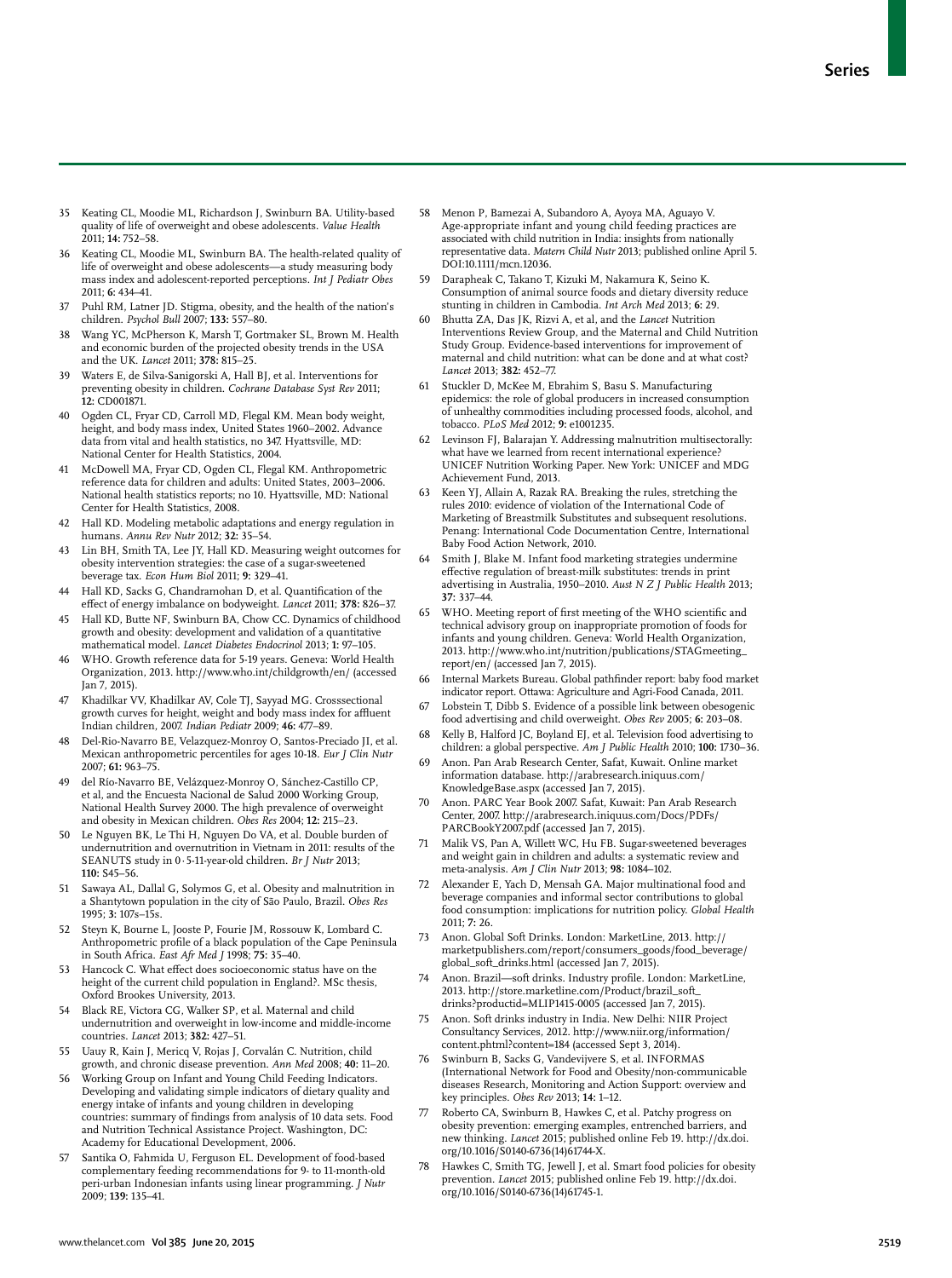35 Keating CL, Moodie ML, Richardson J, Swinburn BA. Utility-based quality of life of overweight and obese adolescents. *Value Health* 2011; **14:** 752–58.

36 Keating CL, Moodie ML, Swinburn BA. The health-related quality of life of overweight and obese adolescents—a study measuring body mass index and adolescent-reported perceptions. *Int J Pediatr Obes* 2011; **6:** 434–41.

37 Puhl RM, Latner JD. Stigma, obesity, and the health of the nation's children. *Psychol Bull* 2007; **133:** 557–80.

38 Wang YC, McPherson K, Marsh T, Gortmaker SL, Brown M. Health and economic burden of the projected obesity trends in the USA and the UK. *Lancet* 2011; **378:** 815–25.

39 Waters E, de Silva-Sanigorski A, Hall BJ, et al. Interventions for preventing obesity in children. *Cochrane Database Syst Rev* 2011; **12:** CD001871.

40 Ogden CL, Fryar CD, Carroll MD, Flegal KM. Mean body weight, height, and body mass index, United States 1960–2002. Advance data from vital and health statistics, no 347. Hyattsville, MD: National Center for Health Statistics, 2004.

41 McDowell MA, Fryar CD, Ogden CL, Flegal KM. Anthropometric reference data for children and adults: United States, 2003–2006. National health statistics reports; no 10. Hyattsville, MD: National Center for Health Statistics, 2008.

42 Hall KD. Modeling metabolic adaptations and energy regulation in humans. *Annu Rev Nutr* 2012; **32:** 35–54.

43 Lin BH, Smith TA, Lee JY, Hall KD. Measuring weight outcomes for obesity intervention strategies: the case of a sugar-sweetened beverage tax. *Econ Hum Biol* 2011; **9:** 329–41.

44 Hall KD, Sacks G, Chandramohan D, et al. Quantification of the effect of energy imbalance on bodyweight. *Lancet* 2011; **378:** 826–37.

45 Hall KD, Butte NF, Swinburn BA, Chow CC. Dynamics of childhood growth and obesity: development and validation of a quantitative mathematical model. *Lancet Diabetes Endocrinol* 2013; **1:** 97–105.

46 WHO. Growth reference data for 5-19 years. Geneva: World Health Organization, 2013. http://www.who.int/childgrowth/en/ (accessed Jan 7, 2015).

47 Khadilkar VV, Khadilkar AV, Cole TJ, Sayyad MG. Crosssectional growth curves for height, weight and body mass index for affluent Indian children, 2007. *Indian Pediatr* 2009; **46:** 477–89.

48 Del-Rio-Navarro BE, Velazquez-Monroy O, Santos-Preciado JI, et al. Mexican anthropometric percentiles for ages 10-18. *Eur J Clin Nutr* 2007; **61:** 963–75.

49 del Río-Navarro BE, Velázquez-Monroy O, Sánchez-Castillo CP, et al, and the Encuesta Nacional de Salud 2000 Working Group, National Health Survey 2000. The high prevalence of overweight and obesity in Mexican children. *Obes Res* 2004; **12:** 215–23.

50 Le Nguyen BK, Le Thi H, Nguyen Do VA, et al. Double burden of undernutrition and overnutrition in Vietnam in 2011: results of the SEANUTS study in 0·5-11-year-old children. *Br J Nutr* 2013; **110:** S45–56.

51 Sawaya AL, Dallal G, Solymos G, et al. Obesity and malnutrition in a Shantytown population in the city of São Paulo, Brazil. *Obes Res* 1995; **3:** 107s–15s.

52 Steyn K, Bourne L, Jooste P, Fourie JM, Rossouw K, Lombard C. Anthropometric profile of a black population of the Cape Peninsula in South Africa. *East Afr Med J* 1998; **75:** 35–40.

53 Hancock C. What effect does socioeconomic status have on the height of the current child population in England?. MSc thesis, Oxford Brookes University, 2013.

54 Black RE, Victora CG, Walker SP, et al. Maternal and child undernutrition and overweight in low-income and middle-income countries. *Lancet* 2013; **382:** 427–51.

55 Uauy R, Kain J, Mericq V, Rojas J, Corvalán C. Nutrition, child growth, and chronic disease prevention. *Ann Med* 2008; **40:** 11–20.

56 Working Group on Infant and Young Child Feeding Indicators. Developing and validating simple indicators of dietary quality and energy intake of infants and young children in developing countries: summary of findings from analysis of 10 data sets. Food and Nutrition Technical Assistance Project. Washington, DC: Academy for Educational Development, 2006.

57 Santika O, Fahmida U, Ferguson EL. Development of food-based complementary feeding recommendations for 9- to 11-month-old peri-urban Indonesian infants using linear programming. *J Nutr* 2009; **139:** 135–41.

58 Menon P, Bamezai A, Subandoro A, Ayoya MA, Aguayo V. Age-appropriate infant and young child feeding practices are associated with child nutrition in India: insights from nationally representative data. *Matern Child Nutr* 2013; published online April 5. DOI:10.1111/mcn.12036.

59 Darapheak C, Takano T, Kizuki M, Nakamura K, Seino K. Consumption of animal source foods and dietary diversity reduce stunting in children in Cambodia. *Int Arch Med* 2013; **6:** 29.

60 Bhutta ZA, Das JK, Rizvi A, et al, and the *Lancet* Nutrition Interventions Review Group, and the Maternal and Child Nutrition Study Group. Evidence-based interventions for improvement of maternal and child nutrition: what can be done and at what cost? *Lancet* 2013; **382:** 452–77.

61 Stuckler D, McKee M, Ebrahim S, Basu S. Manufacturing epidemics: the role of global producers in increased consumption of unhealthy commodities including processed foods, alcohol, and tobacco. *PLoS Med* 2012; **9:** e1001235.

62 Levinson FJ, Balarajan Y. Addressing malnutrition multisectorally: what have we learned from recent international experience? UNICEF Nutrition Working Paper. New York: UNICEF and MDG Achievement Fund, 2013.

63 Keen YJ, Allain A, Razak RA. Breaking the rules, stretching the rules 2010: evidence of violation of the International Code of Marketing of Breastmilk Substitutes and subsequent resolutions. Penang: International Code Documentation Centre, International Baby Food Action Network, 2010.

64 Smith J, Blake M. Infant food marketing strategies undermine effective regulation of breast-milk substitutes: trends in print advertising in Australia, 1950–2010. *Aust N Z J Public Health* 2013; **37:** 337–44.

65 WHO. Meeting report of first meeting of the WHO scientific and technical advisory group on inappropriate promotion of foods for infants and young children. Geneva: World Health Organization, 2013. http://www.who.int/nutrition/publications/STAGmeeting_report/en/ (accessed Jan 7, 2015).

66 Internal Markets Bureau. Global pathfinder report: baby food market indicator report. Ottawa: Agriculture and Agri-Food Canada, 2011.

67 Lobstein T, Dibb S. Evidence of a possible link between obesogenic food advertising and child overweight. *Obes Rev* 2005; **6:** 203–08.

68 Kelly B, Halford JC, Boyland EJ, et al. Television food advertising to children: a global perspective. *Am J Public Health* 2010; **100:** 1730–36.

69 Anon. Pan Arab Research Center, Safat, Kuwait. Online market information database. http://arabresearch.iniquus.com/KnowledgeBase.aspx (accessed Jan 7, 2015).

70 Anon. PARC Year Book 2007. Safat, Kuwait: Pan Arab Research Center, 2007. http://arabresearch.iniquus.com/Docs/PDFs/PARCBookY2007.pdf (accessed Jan 7, 2015).

71 Malik VS, Pan A, Willett WC, Hu FB. Sugar-sweetened beverages and weight gain in children and adults: a systematic review and meta-analysis. *Am J Clin Nutr* 2013; **98:** 1084–102.

72 Alexander E, Yach D, Mensah GA. Major multinational food and beverage companies and informal sector contributions to global food consumption: implications for nutrition policy. *Global Health* 2011; **7:** 26.

73 Anon. Global Soft Drinks. London: MarketLine, 2013. http://marketpublishers.com/report/consumers_goods/food_beverage/global_soft_drinks.html (accessed Jan 7, 2015).

74 Anon. Brazil—soft drinks. Industry profile. London: MarketLine, 2013. http://store.marketline.com/Product/brazil_soft_drinks?productid=MLIP1415-0005 (accessed Jan 7, 2015).

75 Anon. Soft drinks industry in India. New Delhi: NIIR Project Consultancy Services, 2012. http://www.niir.org/information/content.phtml?content=184 (accessed Sept 3, 2014).

76 Swinburn B, Sacks G, Vandevijvere S, et al. INFORMAS (International Network for Food and Obesity/non-communicable diseases Research, Monitoring and Action Support: overview and key principles. *Obes Rev* 2013; **14:** 1–12.

77 Roberto CA, Swinburn B, Hawkes C, et al. Patchy progress on obesity prevention: emerging examples, entrenched barriers, and new thinking. *Lancet* 2015; published online Feb 19. http://dx.doi.org/10.1016/S0140-6736(14)61744-X.

78 Hawkes C, Smith TG, Jewell J, et al. Smart food policies for obesity prevention. *Lancet* 2015; published online Feb 19. http://dx.doi.org/10.1016/S0140-6736(14)61745-1.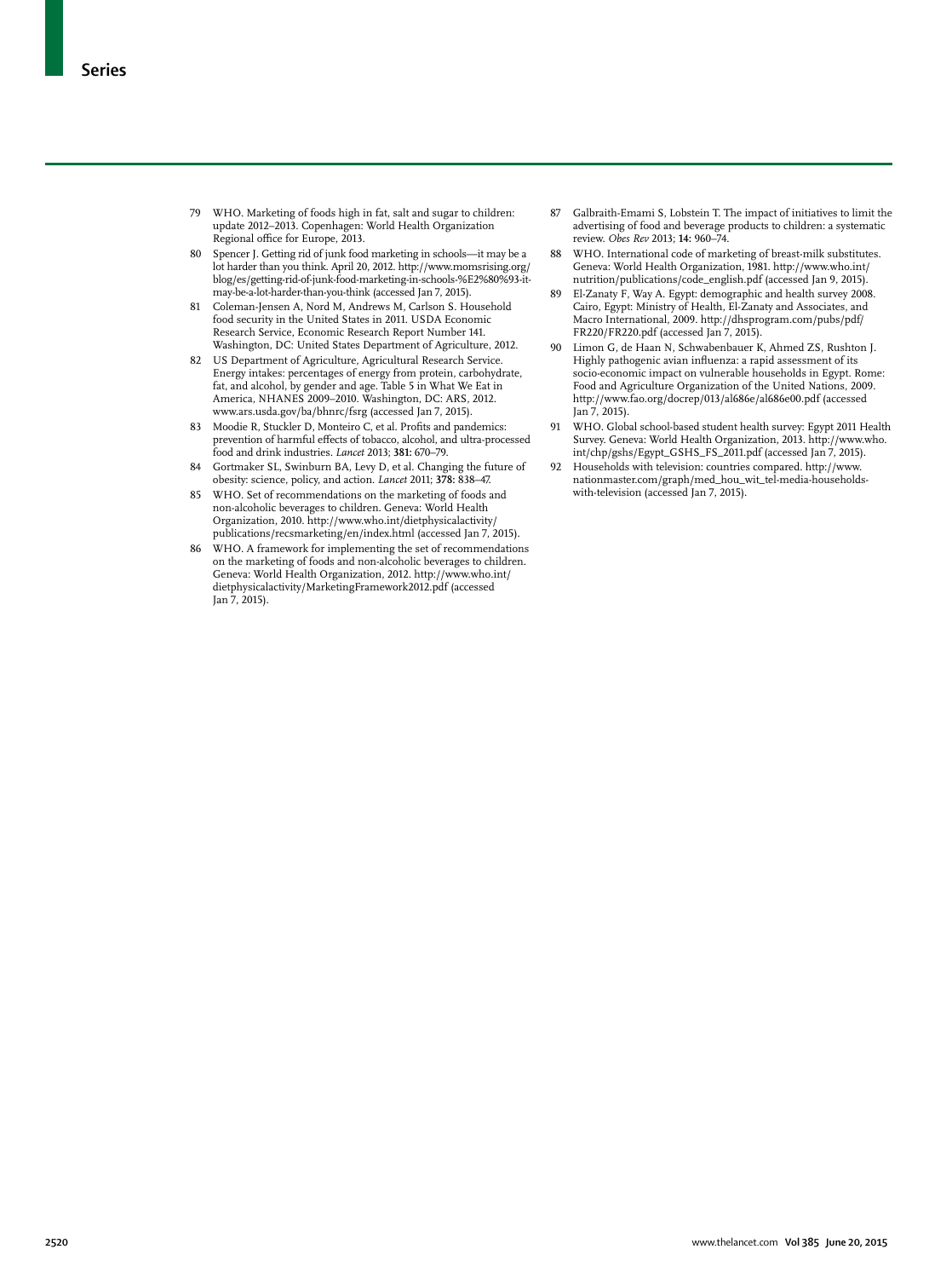79 WHO. Marketing of foods high in fat, salt and sugar to children: update 2012–2013. Copenhagen: World Health Organization Regional office for Europe, 2013.

80 Spencer J. Getting rid of junk food marketing in schools—it may be a lot harder than you think. April 20, 2012. http://www.momsrising.org/blog/es/getting-rid-of-junk-food-marketing-in-schools-%E2%80%93-it-may-be-a-lot-harder-than-you-think (accessed Jan 7, 2015).

81 Coleman-Jensen A, Nord M, Andrews M, Carlson S. Household food security in the United States in 2011. USDA Economic Research Service, Economic Research Report Number 141. Washington, DC: United States Department of Agriculture, 2012.

82 US Department of Agriculture, Agricultural Research Service. Energy intakes: percentages of energy from protein, carbohydrate, fat, and alcohol, by gender and age. Table 5 in What We Eat in America, NHANES 2009–2010. Washington, DC: ARS, 2012. www.ars.usda.gov/ba/bhnrc/fsrg (accessed Jan 7, 2015).

83 Moodie R, Stuckler D, Monteiro C, et al. Profits and pandemics: prevention of harmful effects of tobacco, alcohol, and ultra-processed food and drink industries. *Lancet* 2013; **381:** 670–79.

84 Gortmaker SL, Swinburn BA, Levy D, et al. Changing the future of obesity: science, policy, and action. *Lancet* 2011; **378:** 838–47.

85 WHO. Set of recommendations on the marketing of foods and non-alcoholic beverages to children. Geneva: World Health Organization, 2010. http://www.who.int/dietphysicalactivity/publications/recsmarketing/en/index.html (accessed Jan 7, 2015).

86 WHO. A framework for implementing the set of recommendations on the marketing of foods and non-alcoholic beverages to children. Geneva: World Health Organization, 2012. http://www.who.int/dietphysicalactivity/MarketingFramework2012.pdf (accessed Jan 7, 2015).

87 Galbraith-Emami S, Lobstein T. The impact of initiatives to limit the advertising of food and beverage products to children: a systematic review. *Obes Rev* 2013; **14:** 960–74.

88 WHO. International code of marketing of breast-milk substitutes. Geneva: World Health Organization, 1981. http://www.who.int/nutrition/publications/code_english.pdf (accessed Jan 9, 2015).

89 El-Zanaty F, Way A. Egypt: demographic and health survey 2008. Cairo, Egypt: Ministry of Health, El-Zanaty and Associates, and Macro International, 2009. http://dhsprogram.com/pubs/pdf/FR220/FR220.pdf (accessed Jan 7, 2015).

90 Limon G, de Haan N, Schwabenbauer K, Ahmed ZS, Rushton J. Highly pathogenic avian influenza: a rapid assessment of its socio-economic impact on vulnerable households in Egypt. Rome: Food and Agriculture Organization of the United Nations, 2009. http://www.fao.org/docrep/013/al686e/al686e00.pdf (accessed Jan 7, 2015).

91 WHO. Global school-based student health survey: Egypt 2011 Health Survey. Geneva: World Health Organization, 2013. http://www.who.int/chp/gshs/Egypt_GSHS_FS_2011.pdf (accessed Jan 7, 2015).

92 Households with television: countries compared. http://www.nationmaster.com/graph/med_hou_wit_tel-media-households-with-television (accessed Jan 7, 2015).